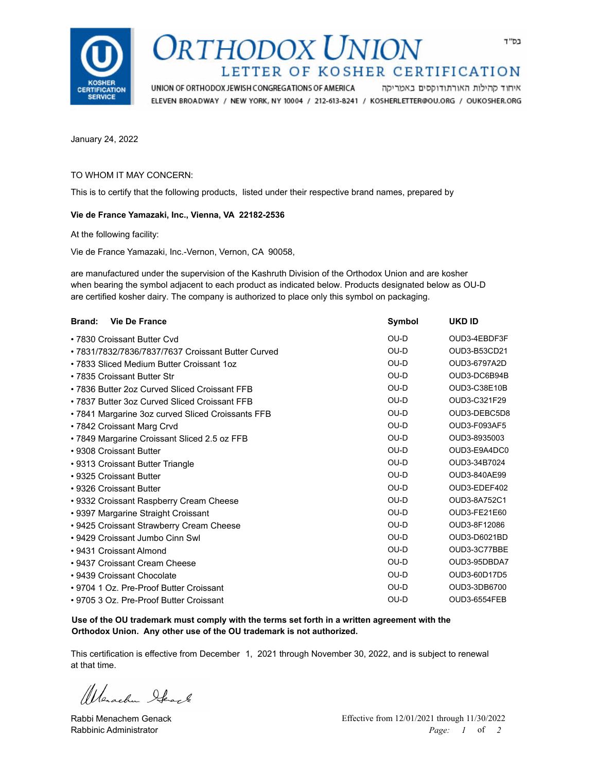בס"ד

# ORTHODOX UNION

## LETTER OF KOSHER CERTIFICATION

UNION OF ORTHODOX JEWISH CONGREGATIONS OF AMERICA איחוד קהילות האורתודוקסים באמריקה
ELEVEN BROADWAY / NEW YORK, NY 10004 / 212-613-8241 / KOSHERLETTER@OU.ORG / OUKOSHER.ORG

January 24, 2022

TO WHOM IT MAY CONCERN:

This is to certify that the following products, listed under their respective brand names, prepared by

**Vie de France Yamazaki, Inc., Vienna, VA 22182-2536**

At the following facility:

Vie de France Yamazaki, Inc.-Vernon, Vernon, CA 90058,

are manufactured under the supervision of the Kashruth Division of the Orthodox Union and are kosher when bearing the symbol adjacent to each product as indicated below. Products designated below as OU-D are certified kosher dairy. The company is authorized to place only this symbol on packaging.

| Brand: Vie De France | Symbol | UKD ID |
|---|---|---|
| • 7830 Croissant Butter Cvd | OU-D | OUD3-4EBDF3F |
| • 7831/7832/7836/7837/7637 Croissant Butter Curved | OU-D | OUD3-B53CD21 |
| • 7833 Sliced Medium Butter Croissant 1oz | OU-D | OUD3-6797A2D |
| • 7835 Croissant Butter Str | OU-D | OUD3-DC6B94B |
| • 7836 Butter 2oz Curved Sliced Croissant FFB | OU-D | OUD3-C38E10B |
| • 7837 Butter 3oz Curved Sliced Croissant FFB | OU-D | OUD3-C321F29 |
| • 7841 Margarine 3oz curved Sliced Croissants FFB | OU-D | OUD3-DEBC5D8 |
| • 7842 Croissant Marg Crvd | OU-D | OUD3-F093AF5 |
| • 7849 Margarine Croissant Sliced 2.5 oz FFB | OU-D | OUD3-8935003 |
| • 9308 Croissant Butter | OU-D | OUD3-E9A4DC0 |
| • 9313 Croissant Butter Triangle | OU-D | OUD3-34B7024 |
| • 9325 Croissant Butter | OU-D | OUD3-840AE99 |
| • 9326 Croissant Butter | OU-D | OUD3-EDEF402 |
| • 9332 Croissant Raspberry Cream Cheese | OU-D | OUD3-8A752C1 |
| • 9397 Margarine Straight Croissant | OU-D | OUD3-FE21E60 |
| • 9425 Croissant Strawberry Cream Cheese | OU-D | OUD3-8F12086 |
| • 9429 Croissant Jumbo Cinn Swl | OU-D | OUD3-D6021BD |
| • 9431 Croissant Almond | OU-D | OUD3-3C77BBE |
| • 9437 Croissant Cream Cheese | OU-D | OUD3-95DBDA7 |
| • 9439 Croissant Chocolate | OU-D | OUD3-60D17D5 |
| • 9704 1 Oz. Pre-Proof Butter Croissant | OU-D | OUD3-3DB6700 |
| • 9705 3 Oz. Pre-Proof Butter Croissant | OU-D | OUD3-6554FEB |

**Use of the OU trademark must comply with the terms set forth in a written agreement with the Orthodox Union. Any other use of the OU trademark is not authorized.**

This certification is effective from December 1, 2021 through November 30, 2022, and is subject to renewal at that time.

Rabbi Menachem Genack
Rabbinic Administrator

Effective from 12/01/2021 through 11/30/2022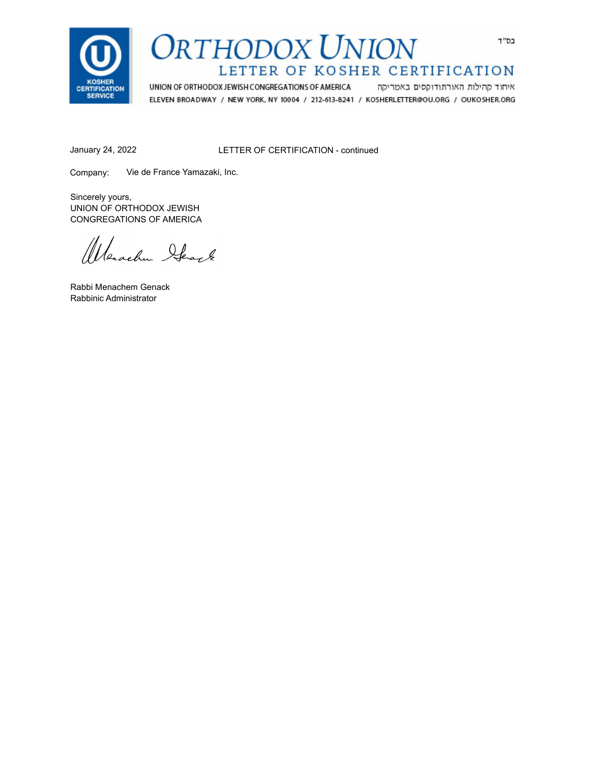# ORTHODOX UNION

## LETTER OF KOSHER CERTIFICATION

בס"ד

UNION OF ORTHODOX JEWISH CONGREGATIONS OF AMERICA איחוד קהילות האורתודוקסים באמריקה

ELEVEN BROADWAY / NEW YORK, NY 10004 / 212-613-8241 / KOSHERLETTER@OU.ORG / OUKOSHER.ORG

January 24, 2022 LETTER OF CERTIFICATION - continued

Company: Vie de France Yamazaki, Inc.

Sincerely yours,
UNION OF ORTHODOX JEWISH
CONGREGATIONS OF AMERICA

Menachem Genack

Rabbi Menachem Genack
Rabbinic Administrator